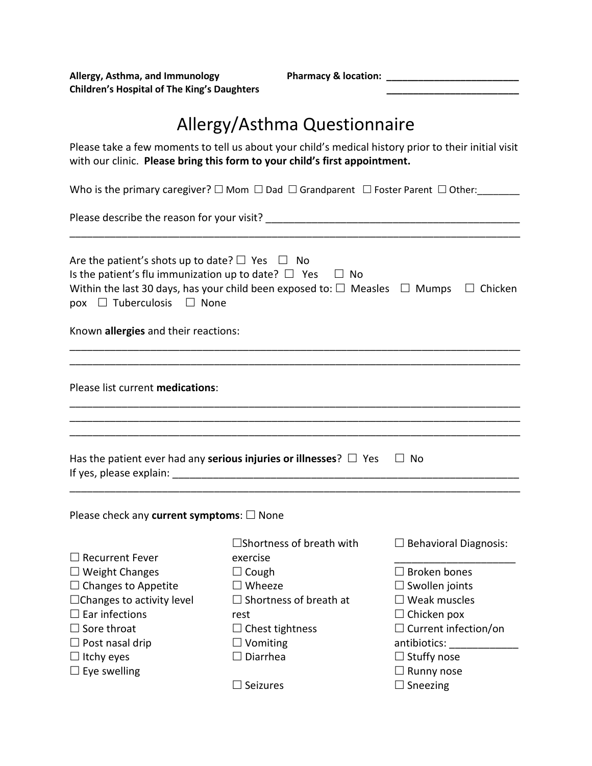**Allergy, Asthma, and Immunology**
**Children's Hospital of The King's Daughters**

**Pharmacy & location: ________________________**
________________________

# Allergy/Asthma Questionnaire

Please take a few moments to tell us about your child's medical history prior to their initial visit with our clinic. **Please bring this form to your child's first appointment.**

Who is the primary caregiver? ☐ Mom ☐ Dad ☐ Grandparent ☐ Foster Parent ☐ Other:_______

Please describe the reason for your visit? ____________________________________________
______________________________________________________________________________

Are the patient's shots up to date? ☐ Yes ☐ No
Is the patient's flu immunization up to date? ☐ Yes ☐ No
Within the last 30 days, has your child been exposed to: ☐ Measles ☐ Mumps ☐ Chicken pox ☐ Tuberculosis ☐ None

Known **allergies** and their reactions:
______________________________________________________________________________
______________________________________________________________________________

Please list current **medications**:
______________________________________________________________________________
______________________________________________________________________________
______________________________________________________________________________

Has the patient ever had any **serious injuries or illnesses**? ☐ Yes ☐ No
If yes, please explain: _______________________________________________________________
______________________________________________________________________________

Please check any **current symptoms**: ☐ None

☐ Recurrent Fever
☐ Weight Changes
☐ Changes to Appetite
☐ Changes to activity level
☐ Ear infections
☐ Sore throat
☐ Post nasal drip
☐ Itchy eyes
☐ Eye swelling

☐ Shortness of breath with exercise
☐ Cough
☐ Wheeze
☐ Shortness of breath at rest
☐ Chest tightness
☐ Vomiting
☐ Diarrhea
☐ Seizures

☐ Behavioral Diagnosis: ____________________
☐ Broken bones
☐ Swollen joints
☐ Weak muscles
☐ Chicken pox
☐ Current infection/on antibiotics: ___________
☐ Stuffy nose
☐ Runny nose
☐ Sneezing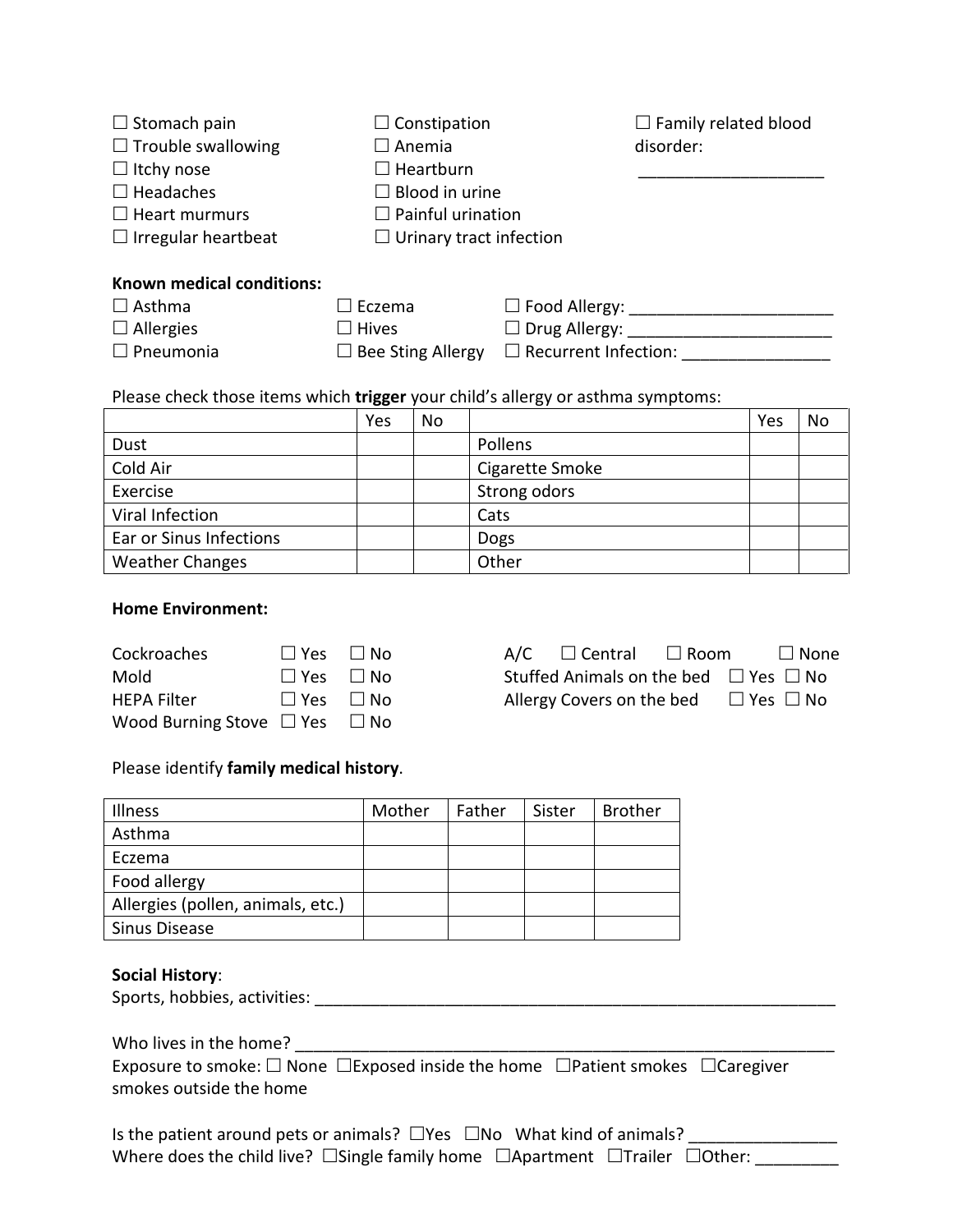☐ Stomach pain
☐ Trouble swallowing
☐ Itchy nose
☐ Headaches
☐ Heart murmurs
☐ Irregular heartbeat

☐ Constipation
☐ Anemia
☐ Heartburn
☐ Blood in urine
☐ Painful urination
☐ Urinary tract infection

☐ Family related blood disorder: ____________________

**Known medical conditions:**

☐ Asthma
☐ Allergies
☐ Pneumonia

☐ Eczema
☐ Hives
☐ Bee Sting Allergy

☐ Food Allergy: ______________________
☐ Drug Allergy: ______________________
☐ Recurrent Infection: ________________

Please check those items which **trigger** your child's allergy or asthma symptoms:

| | Yes | No | | Yes | No |
|---|---|---|---|---|---|
| Dust | | | Pollens | | |
| Cold Air | | | Cigarette Smoke | | |
| Exercise | | | Strong odors | | |
| Viral Infection | | | Cats | | |
| Ear or Sinus Infections | | | Dogs | | |
| Weather Changes | | | Other | | |

**Home Environment:**

Cockroaches ☐ Yes ☐ No
Mold ☐ Yes ☐ No
HEPA Filter ☐ Yes ☐ No
Wood Burning Stove ☐ Yes ☐ No

A/C ☐ Central ☐ Room ☐ None
Stuffed Animals on the bed ☐ Yes ☐ No
Allergy Covers on the bed ☐ Yes ☐ No

Please identify **family medical history**.

| Illness | Mother | Father | Sister | Brother |
|---|---|---|---|---|
| Asthma | | | | |
| Eczema | | | | |
| Food allergy | | | | |
| Allergies (pollen, animals, etc.) | | | | |
| Sinus Disease | | | | |

**Social History**:

Sports, hobbies, activities: ____________________________________________________________

Who lives in the home? ____________________________________________________________

Exposure to smoke: ☐ None ☐Exposed inside the home ☐Patient smokes ☐Caregiver smokes outside the home

Is the patient around pets or animals? ☐Yes ☐No What kind of animals? ________________

Where does the child live? ☐Single family home ☐Apartment ☐Trailer ☐Other: _________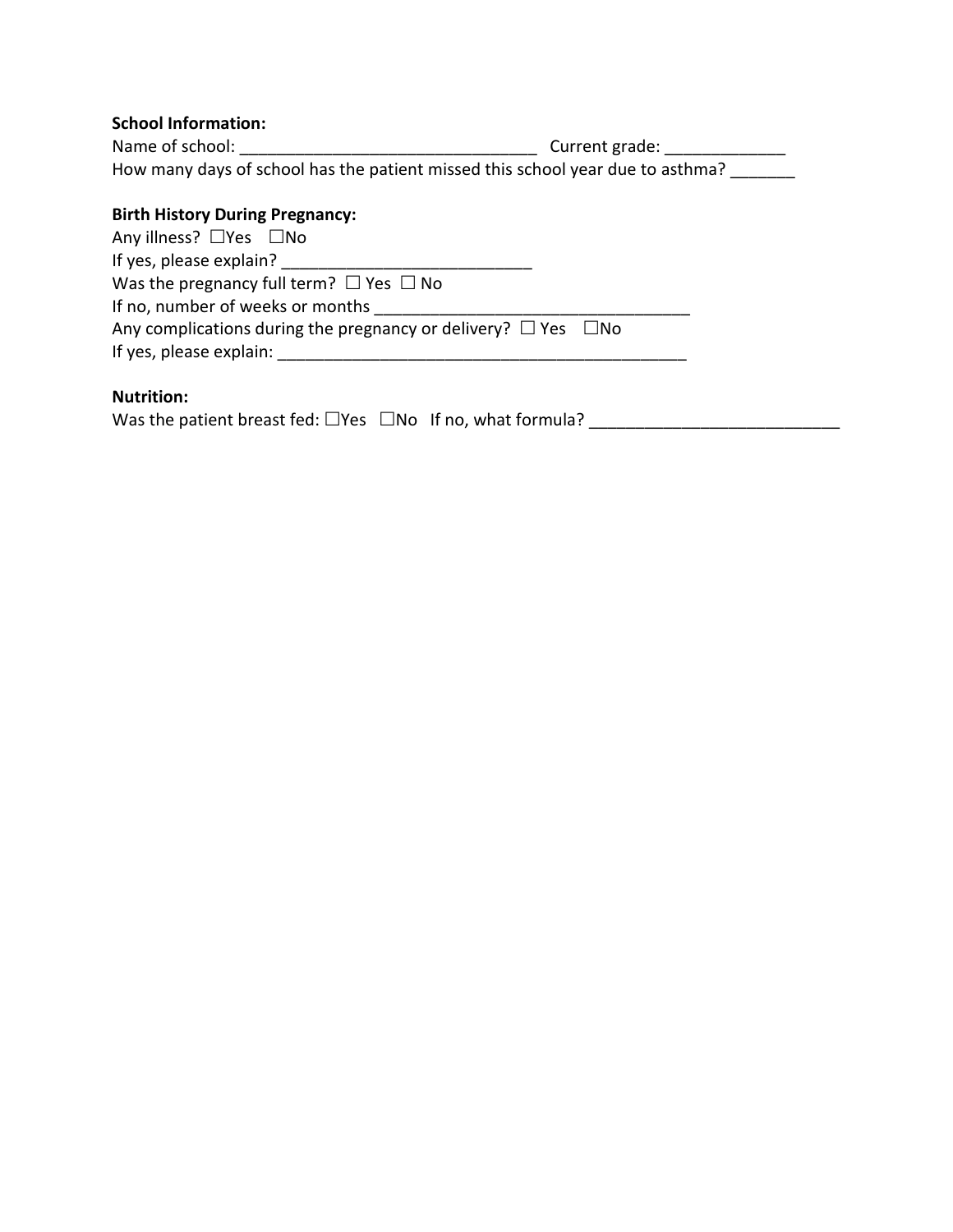**School Information:**

Name of school: ________________________________ Current grade: _____________

How many days of school has the patient missed this school year due to asthma? _______

**Birth History During Pregnancy:**

Any illness? ☐Yes ☐No

If yes, please explain? ___________________________

Was the pregnancy full term? ☐ Yes ☐ No

If no, number of weeks or months __________________________________

Any complications during the pregnancy or delivery? ☐ Yes ☐No

If yes, please explain: ____________________________________________

**Nutrition:**

Was the patient breast fed: ☐Yes ☐No If no, what formula? ___________________________